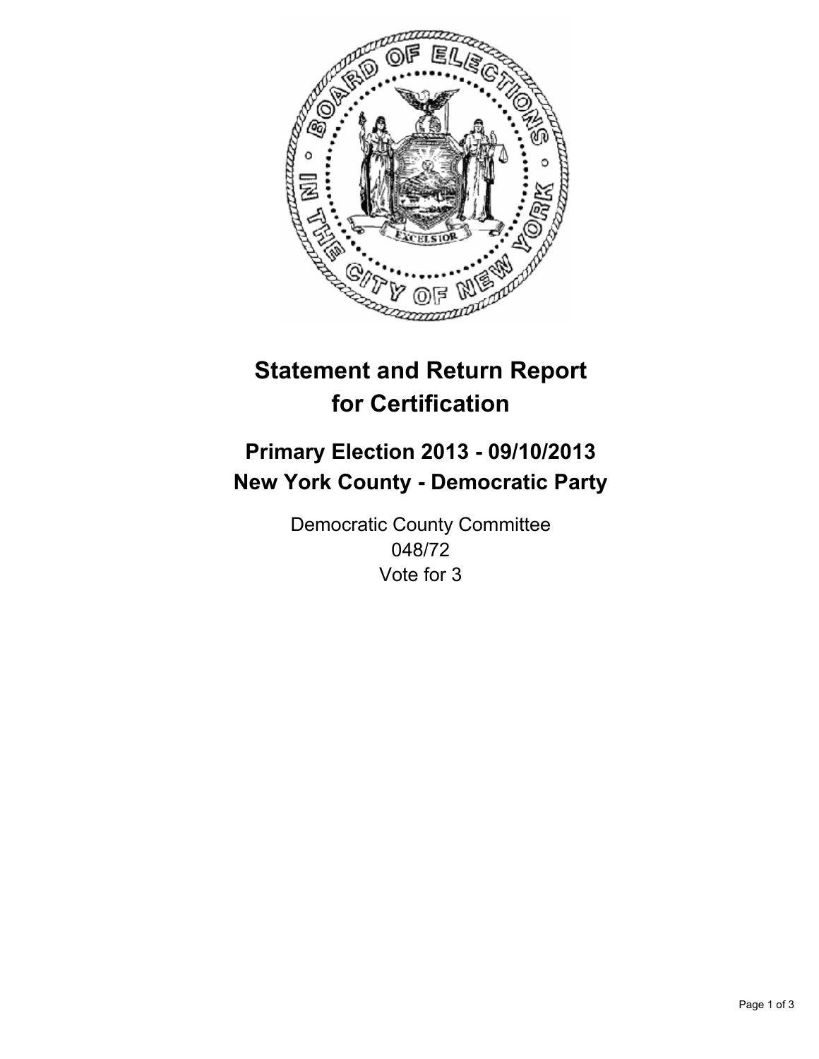# Statement and Return Report for Certification

## Primary Election 2013 - 09/10/2013
## New York County - Democratic Party

Democratic County Committee
048/72
Vote for 3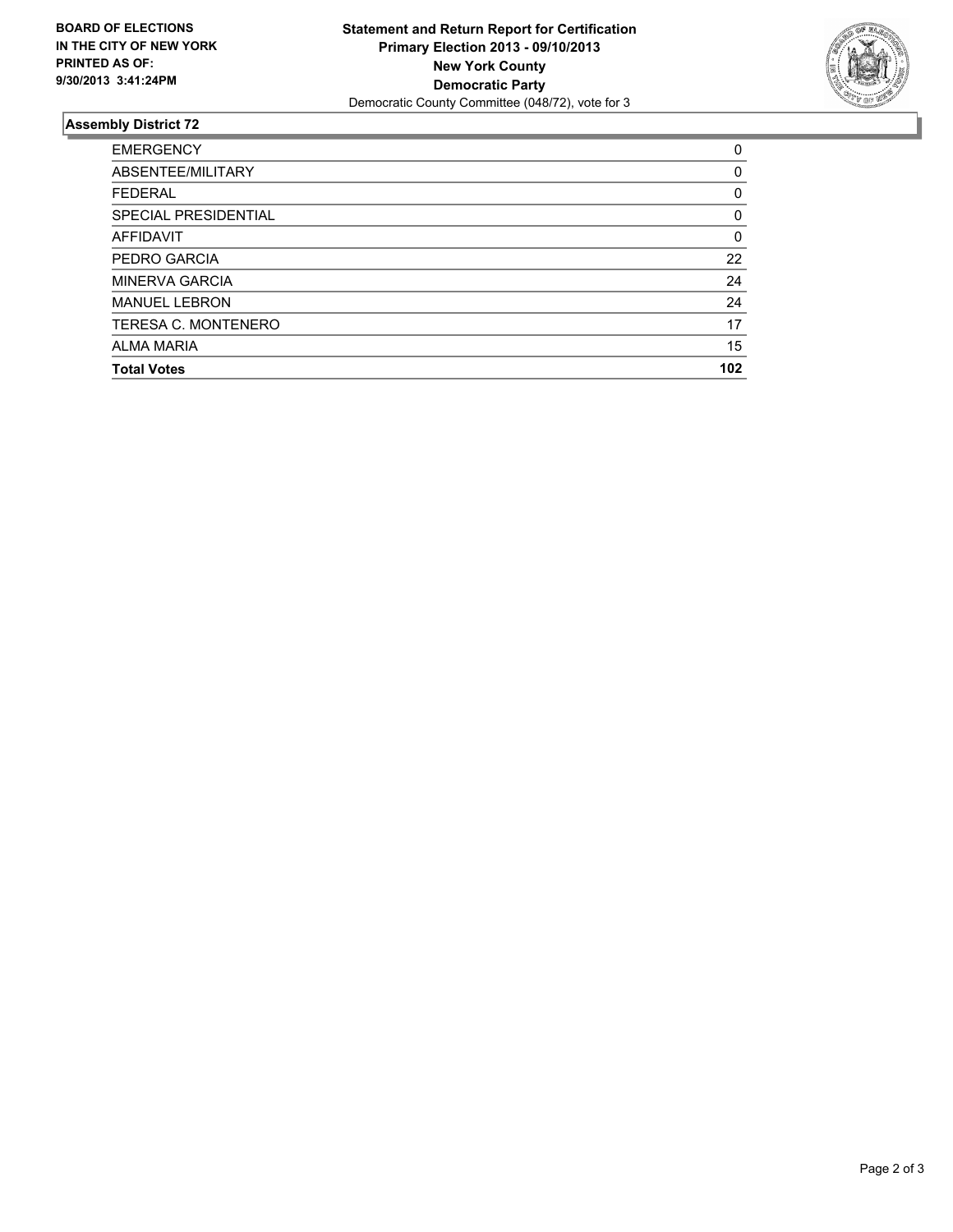**BOARD OF ELECTIONS IN THE CITY OF NEW YORK PRINTED AS OF: 9/30/2013 3:41:24PM**

**Statement and Return Report for Certification**
**Primary Election 2013 - 09/10/2013**
**New York County**
**Democratic Party**
Democratic County Committee (048/72), vote for 3

## Assembly District 72

| | |
|---|---|
| EMERGENCY | 0 |
| ABSENTEE/MILITARY | 0 |
| FEDERAL | 0 |
| SPECIAL PRESIDENTIAL | 0 |
| AFFIDAVIT | 0 |
| PEDRO GARCIA | 22 |
| MINERVA GARCIA | 24 |
| MANUEL LEBRON | 24 |
| TERESA C. MONTENERO | 17 |
| ALMA MARIA | 15 |
| **Total Votes** | **102** |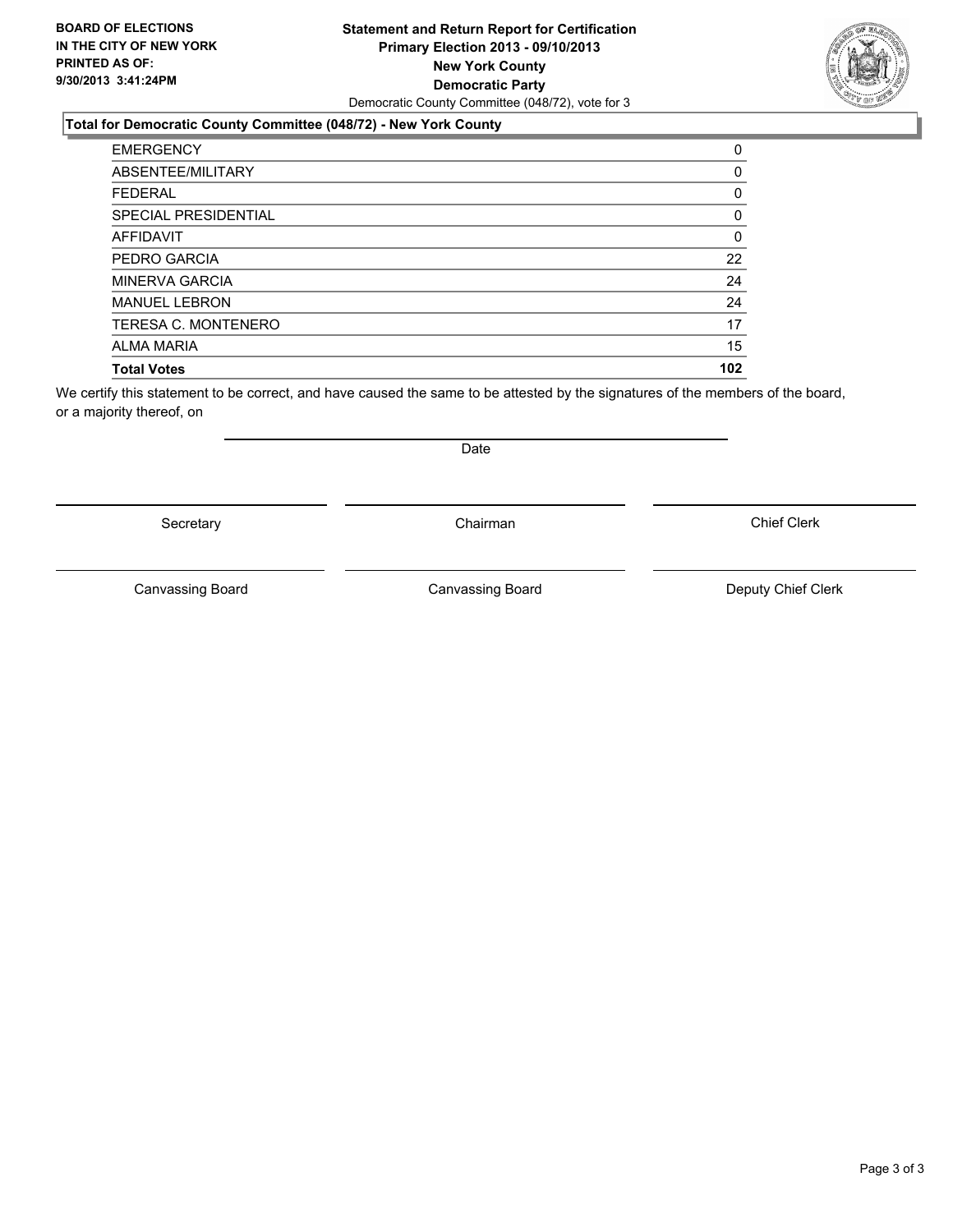**BOARD OF ELECTIONS IN THE CITY OF NEW YORK PRINTED AS OF: 9/30/2013 3:41:24PM**

**Statement and Return Report for Certification**
**Primary Election 2013 - 09/10/2013**
**New York County**
**Democratic Party**
Democratic County Committee (048/72), vote for 3

**Total for Democratic County Committee (048/72) - New York County**

| | |
|---|---|
| EMERGENCY | 0 |
| ABSENTEE/MILITARY | 0 |
| FEDERAL | 0 |
| SPECIAL PRESIDENTIAL | 0 |
| AFFIDAVIT | 0 |
| PEDRO GARCIA | 22 |
| MINERVA GARCIA | 24 |
| MANUEL LEBRON | 24 |
| TERESA C. MONTENERO | 17 |
| ALMA MARIA | 15 |
| **Total Votes** | **102** |

We certify this statement to be correct, and have caused the same to be attested by the signatures of the members of the board, or a majority thereof, on

Date

Secretary | Chairman | Chief Clerk

Canvassing Board | Canvassing Board | Deputy Chief Clerk